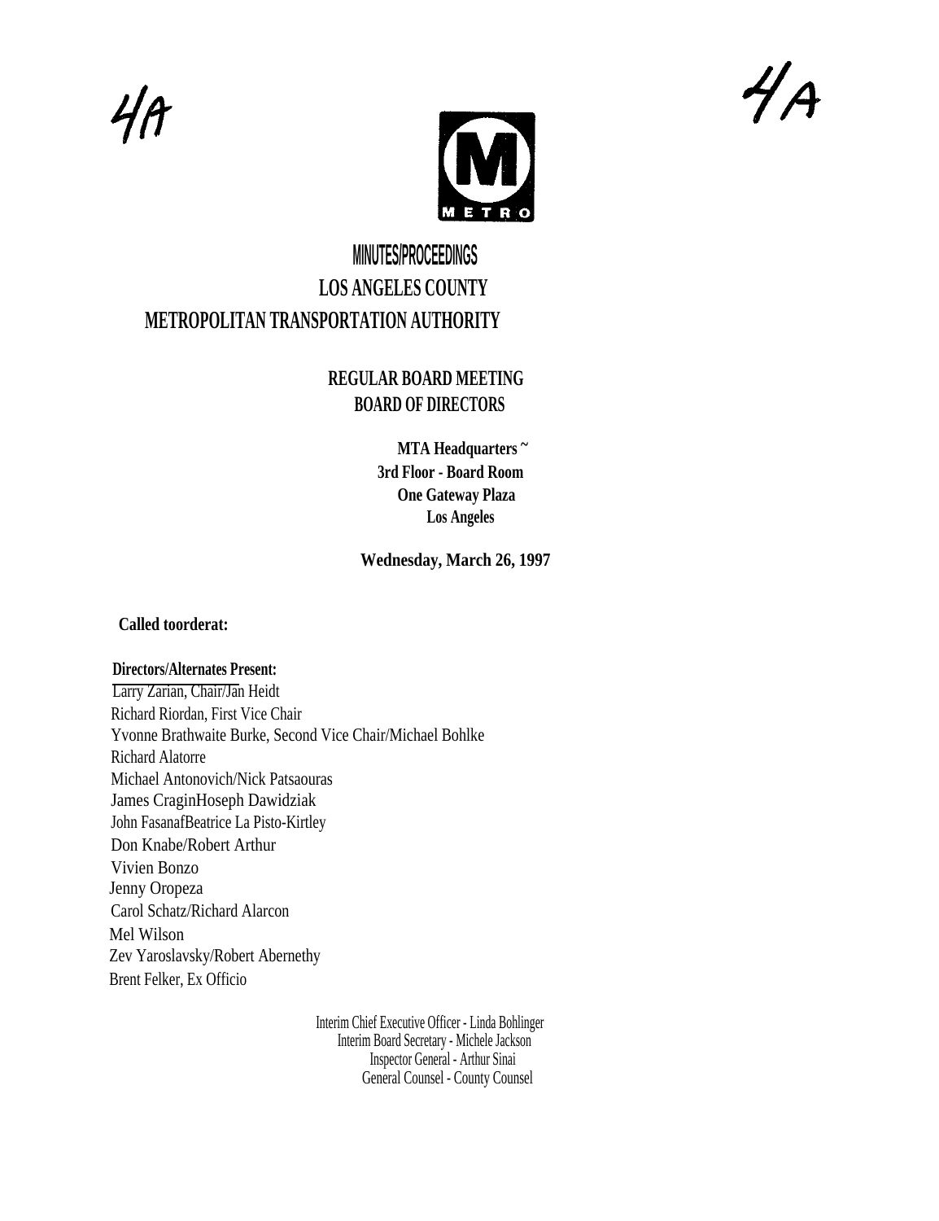4A

4A

METRO

# MINUTES/PROCEEDINGS
## LOS ANGELES COUNTY
## METROPOLITAN TRANSPORTATION AUTHORITY

### REGULAR BOARD MEETING
### BOARD OF DIRECTORS

**MTA Headquarters ~**
**3rd Floor - Board Room**
**One Gateway Plaza**
**Los Angeles**

**Wednesday, March 26, 1997**

**Called toorderat:**

**Directors/Alternates Present:**

Larry Zarian, Chair/Jan Heidt
Richard Riordan, First Vice Chair
Yvonne Brathwaite Burke, Second Vice Chair/Michael Bohlke
Richard Alatorre
Michael Antonovich/Nick Patsaouras
James CraginHoseph Dawidziak
John FasanafBeatrice La Pisto-Kirtley
Don Knabe/Robert Arthur
Vivien Bonzo
Jenny Oropeza
Carol Schatz/Richard Alarcon
Mel Wilson
Zev Yaroslavsky/Robert Abernethy
Brent Felker, Ex Officio

Interim Chief Executive Officer - Linda Bohlinger
Interim Board Secretary - Michele Jackson
Inspector General - Arthur Sinai
General Counsel - County Counsel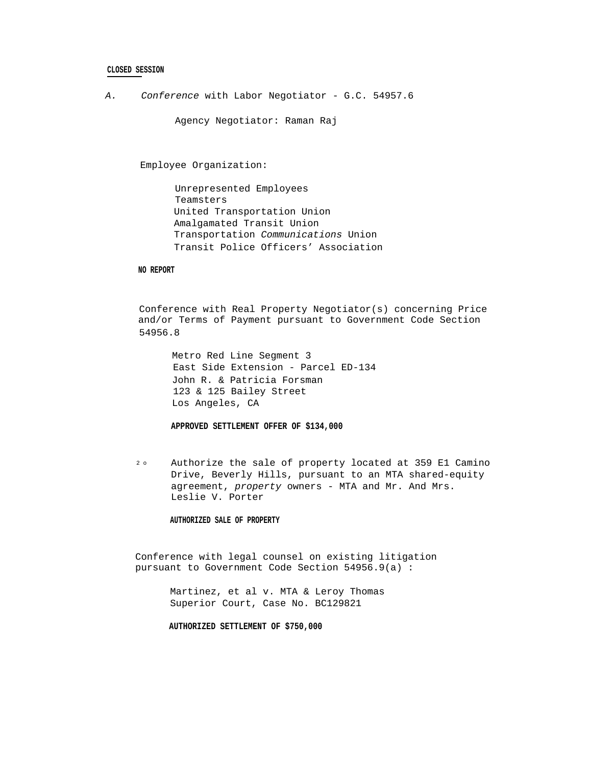**CLOSED SESSION**

A. *Conference* with Labor Negotiator - G.C. 54957.6

Agency Negotiator: Raman Raj

Employee Organization:

Unrepresented Employees
Teamsters
United Transportation Union
Amalgamated Transit Union
Transportation *Communications* Union
Transit Police Officers' Association

**NO REPORT**

Conference with Real Property Negotiator(s) concerning Price and/or Terms of Payment pursuant to Government Code Section 54956.8

Metro Red Line Segment 3
East Side Extension - Parcel ED-134
John R. & Patricia Forsman
123 & 125 Bailey Street
Los Angeles, CA

**APPROVED SETTLEMENT OFFER OF $134,000**

2 o Authorize the sale of property located at 359 E1 Camino Drive, Beverly Hills, pursuant to an MTA shared-equity agreement, *property* owners - MTA and Mr. And Mrs. Leslie V. Porter

**AUTHORIZED SALE OF PROPERTY**

Conference with legal counsel on existing litigation pursuant to Government Code Section 54956.9(a) :

Martinez, et al v. MTA & Leroy Thomas
Superior Court, Case No. BC129821

**AUTHORIZED SETTLEMENT OF $750,000**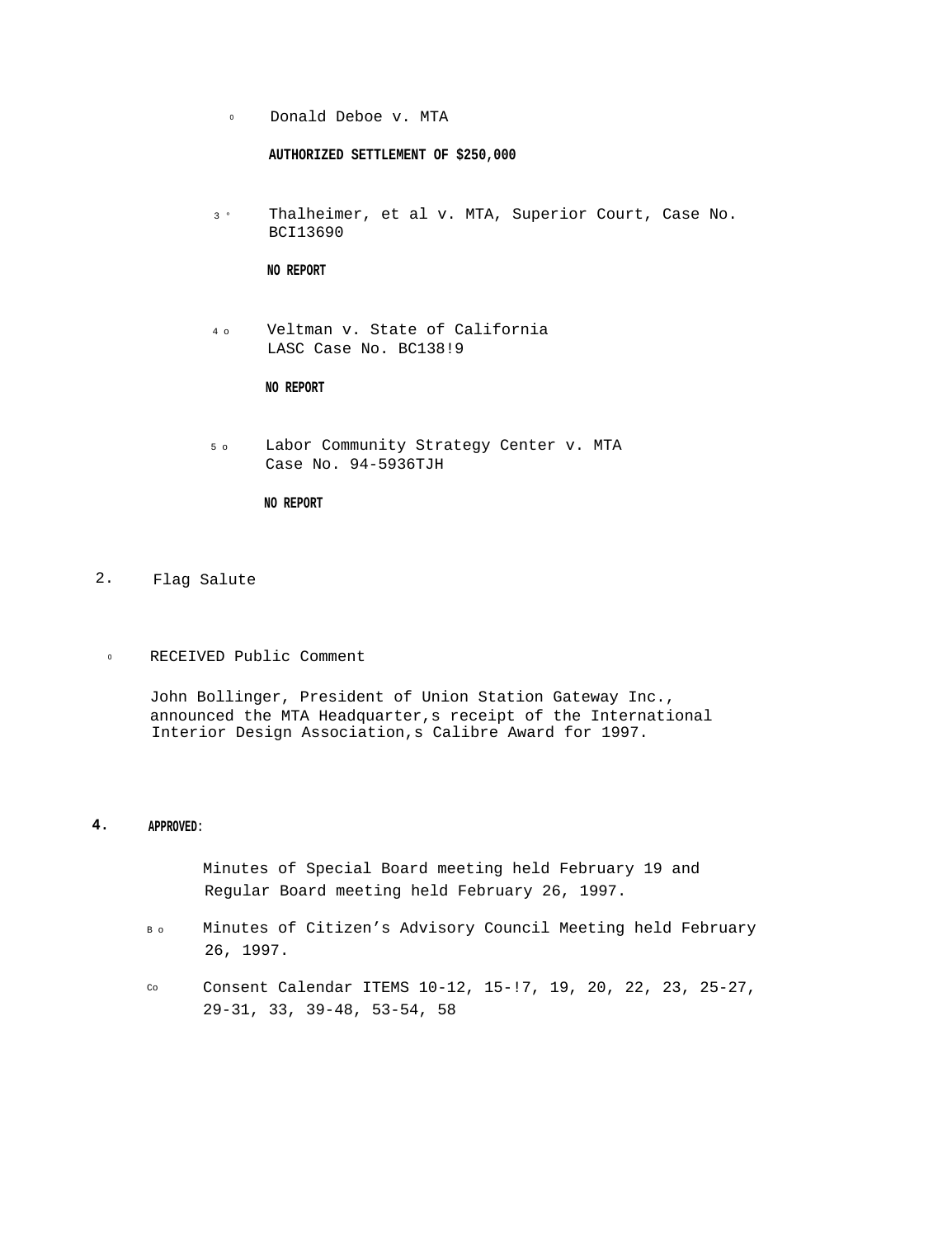o Donald Deboe v. MTA

**AUTHORIZED SETTLEMENT OF $250,000**

3 ° Thalheimer, et al v. MTA, Superior Court, Case No. BCI13690

**NO REPORT**

4 o Veltman v. State of California
LASC Case No. BC138!9

**NO REPORT**

5 o Labor Community Strategy Center v. MTA
Case No. 94-5936TJH

**NO REPORT**

2. Flag Salute

o RECEIVED Public Comment

John Bollinger, President of Union Station Gateway Inc., announced the MTA Headquarter,s receipt of the International Interior Design Association,s Calibre Award for 1997.

**4. APPROVED:**

Minutes of Special Board meeting held February 19 and Regular Board meeting held February 26, 1997.

B o Minutes of Citizen’s Advisory Council Meeting held February 26, 1997.

Co Consent Calendar ITEMS 10-12, 15-!7, 19, 20, 22, 23, 25-27, 29-31, 33, 39-48, 53-54, 58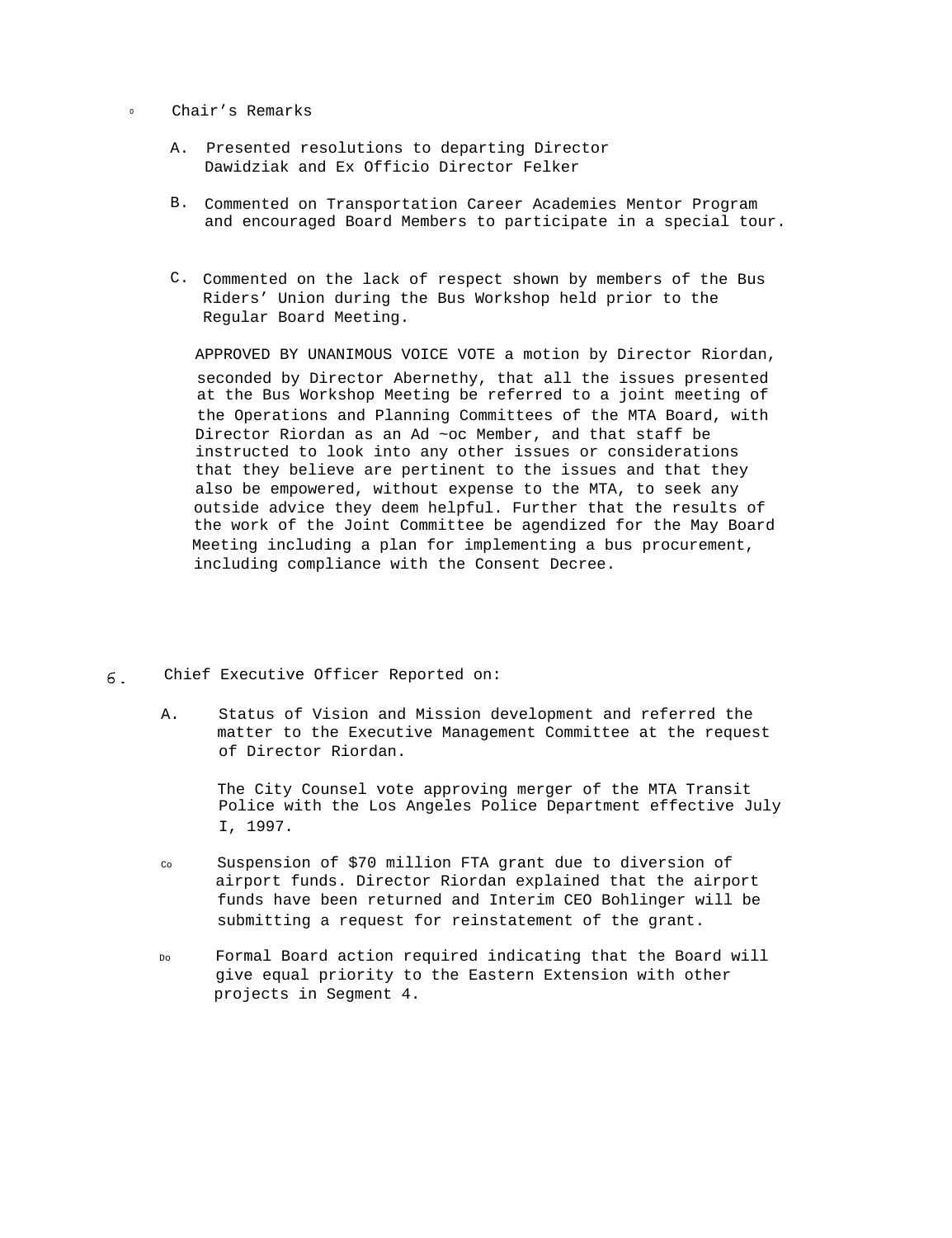5. Chair's Remarks

   A. Presented resolutions to departing Director Dawidziak and Ex Officio Director Felker

   B. Commented on Transportation Career Academies Mentor Program and encouraged Board Members to participate in a special tour.

   C. Commented on the lack of respect shown by members of the Bus Riders' Union during the Bus Workshop held prior to the Regular Board Meeting.

   APPROVED BY UNANIMOUS VOICE VOTE a motion by Director Riordan, seconded by Director Abernethy, that all the issues presented at the Bus Workshop Meeting be referred to a joint meeting of the Operations and Planning Committees of the MTA Board, with Director Riordan as an Ad ~oc Member, and that staff be instructed to look into any other issues or considerations that they believe are pertinent to the issues and that they also be empowered, without expense to the MTA, to seek any outside advice they deem helpful. Further that the results of the work of the Joint Committee be agendized for the May Board Meeting including a plan for implementing a bus procurement, including compliance with the Consent Decree.

6. Chief Executive Officer Reported on:

   A. Status of Vision and Mission development and referred the matter to the Executive Management Committee at the request of Director Riordan.

   The City Counsel vote approving merger of the MTA Transit Police with the Los Angeles Police Department effective July I, 1997.

   C. Suspension of $70 million FTA grant due to diversion of airport funds. Director Riordan explained that the airport funds have been returned and Interim CEO Bohlinger will be submitting a request for reinstatement of the grant.

   D. Formal Board action required indicating that the Board will give equal priority to the Eastern Extension with other projects in Segment 4.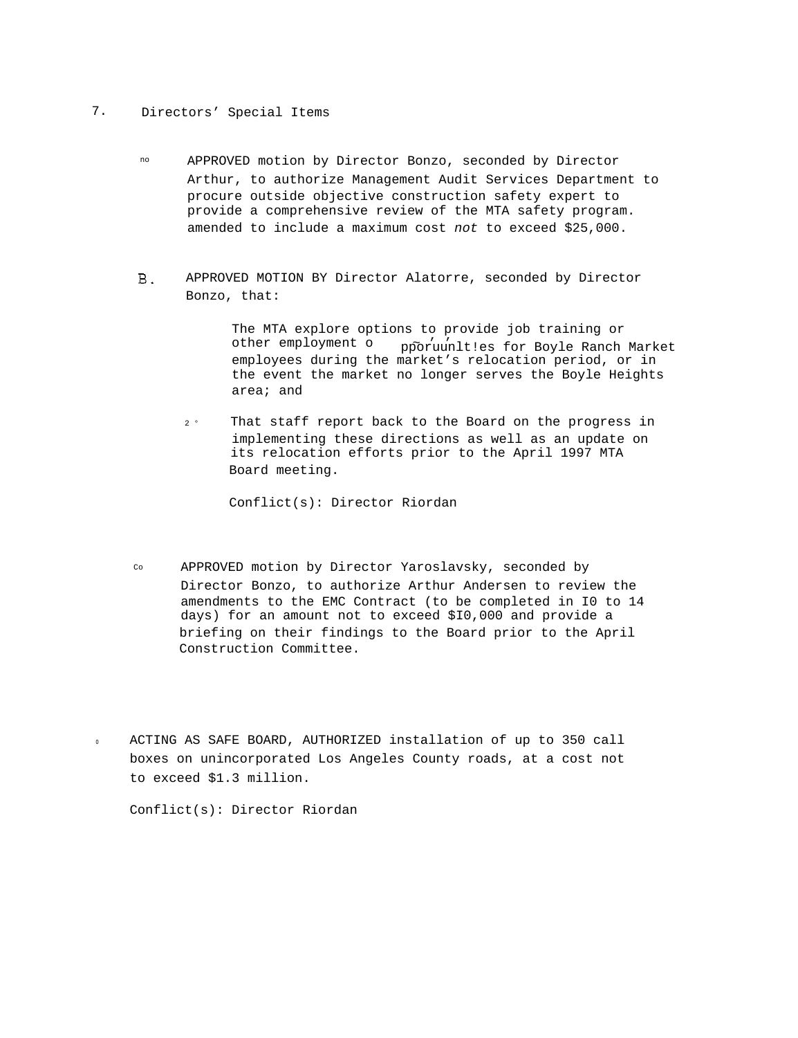7. Directors' Special Items

no APPROVED motion by Director Bonzo, seconded by Director Arthur, to authorize Management Audit Services Department to procure outside objective construction safety expert to provide a comprehensive review of the MTA safety program. amended to include a maximum cost *not* to exceed $25,000.

B. APPROVED MOTION BY Director Alatorre, seconded by Director Bonzo, that:

The MTA explore options to provide job training or other employment opporuunlt!es for Boyle Ranch Market employees during the market's relocation period, or in the event the market no longer serves the Boyle Heights area; and

2 ° That staff report back to the Board on the progress in implementing these directions as well as an update on its relocation efforts prior to the April 1997 MTA Board meeting.

Conflict(s): Director Riordan

Co APPROVED motion by Director Yaroslavsky, seconded by Director Bonzo, to authorize Arthur Andersen to review the amendments to the EMC Contract (to be completed in I0 to 14 days) for an amount not to exceed $I0,000 and provide a briefing on their findings to the Board prior to the April Construction Committee.

0 ACTING AS SAFE BOARD, AUTHORIZED installation of up to 350 call boxes on unincorporated Los Angeles County roads, at a cost not to exceed $1.3 million.

Conflict(s): Director Riordan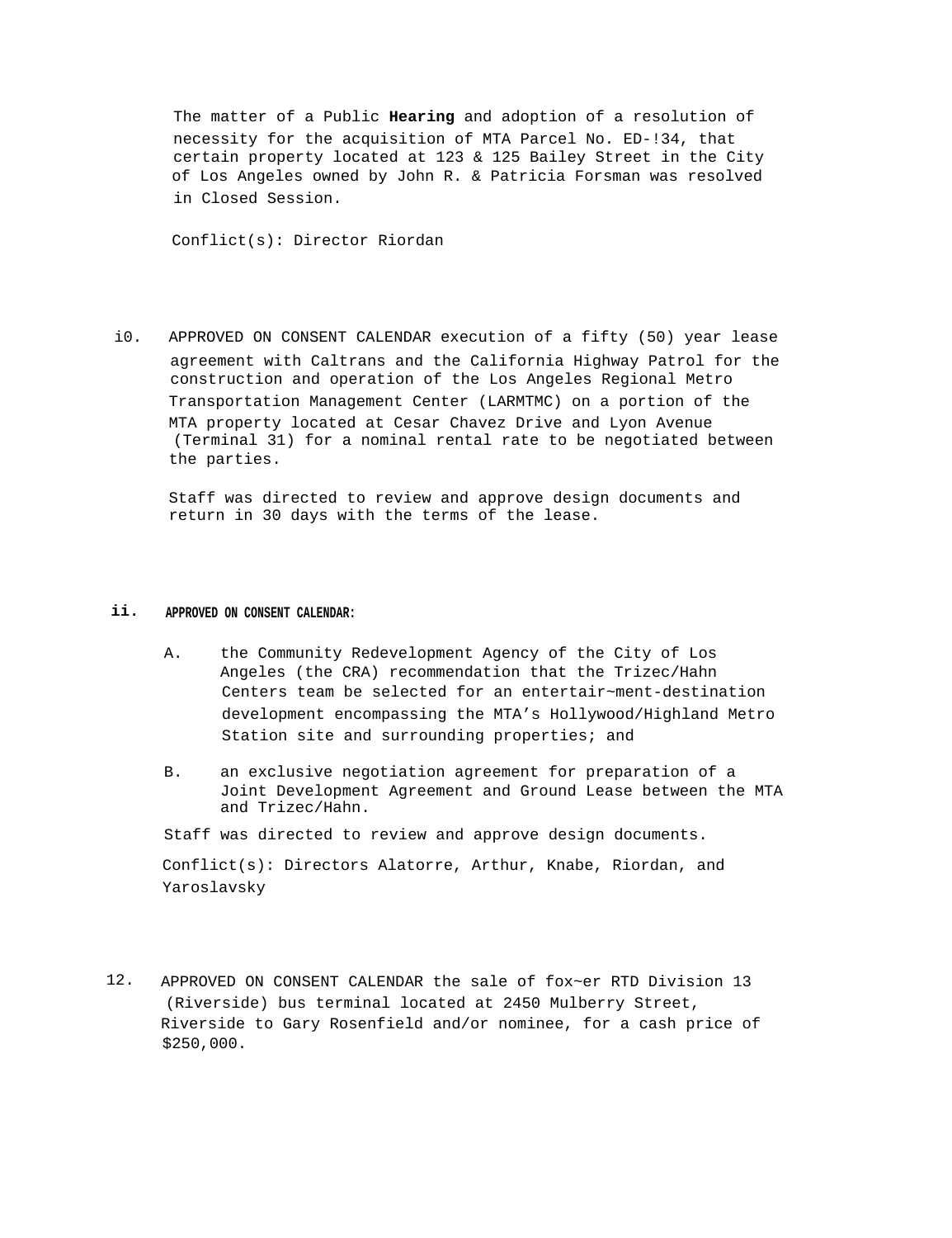The matter of a Public **Hearing** and adoption of a resolution of necessity for the acquisition of MTA Parcel No. ED-!34, that certain property located at 123 & 125 Bailey Street in the City of Los Angeles owned by John R. & Patricia Forsman was resolved in Closed Session.

Conflict(s): Director Riordan

i0. APPROVED ON CONSENT CALENDAR execution of a fifty (50) year lease agreement with Caltrans and the California Highway Patrol for the construction and operation of the Los Angeles Regional Metro Transportation Management Center (LARMTMC) on a portion of the MTA property located at Cesar Chavez Drive and Lyon Avenue (Terminal 31) for a nominal rental rate to be negotiated between the parties.

Staff was directed to review and approve design documents and return in 30 days with the terms of the lease.

ii. **APPROVED ON CONSENT CALENDAR:**

A. the Community Redevelopment Agency of the City of Los Angeles (the CRA) recommendation that the Trizec/Hahn Centers team be selected for an entertair~ment-destination development encompassing the MTA’s Hollywood/Highland Metro Station site and surrounding properties; and

B. an exclusive negotiation agreement for preparation of a Joint Development Agreement and Ground Lease between the MTA and Trizec/Hahn.

Staff was directed to review and approve design documents.

Conflict(s): Directors Alatorre, Arthur, Knabe, Riordan, and Yaroslavsky

12. APPROVED ON CONSENT CALENDAR the sale of fox~er RTD Division 13 (Riverside) bus terminal located at 2450 Mulberry Street, Riverside to Gary Rosenfield and/or nominee, for a cash price of $250,000.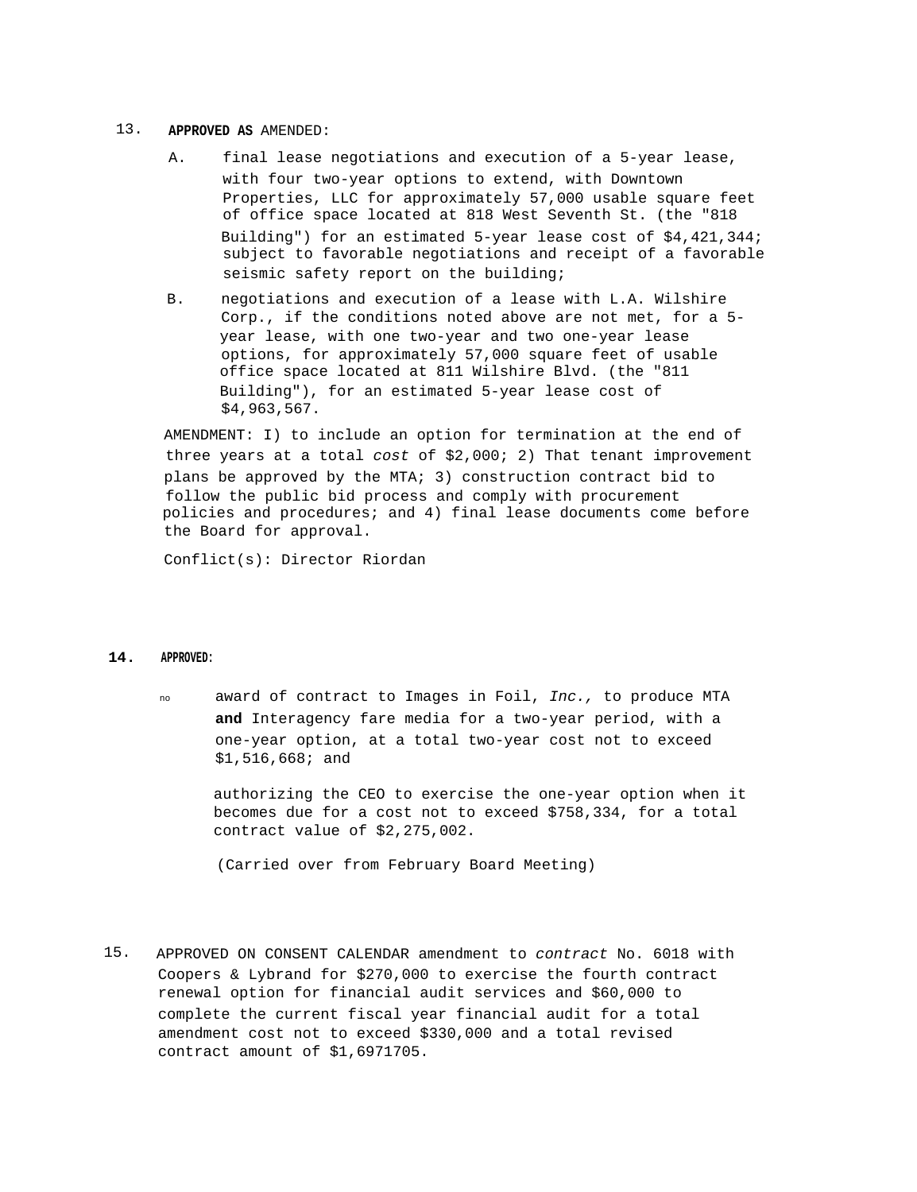13. **APPROVED AS** AMENDED:

A. final lease negotiations and execution of a 5-year lease, with four two-year options to extend, with Downtown Properties, LLC for approximately 57,000 usable square feet of office space located at 818 West Seventh St. (the "818 Building") for an estimated 5-year lease cost of $4,421,344; subject to favorable negotiations and receipt of a favorable seismic safety report on the building;

B. negotiations and execution of a lease with L.A. Wilshire Corp., if the conditions noted above are not met, for a 5-year lease, with one two-year and two one-year lease options, for approximately 57,000 square feet of usable office space located at 811 Wilshire Blvd. (the "811 Building"), for an estimated 5-year lease cost of $4,963,567.

AMENDMENT: I) to include an option for termination at the end of three years at a total *cost* of $2,000; 2) That tenant improvement plans be approved by the MTA; 3) construction contract bid to follow the public bid process and comply with procurement policies and procedures; and 4) final lease documents come before the Board for approval.

Conflict(s): Director Riordan

**14. APPROVED:**

no award of contract to Images in Foil, *Inc.,* to produce MTA **and** Interagency fare media for a two-year period, with a one-year option, at a total two-year cost not to exceed $1,516,668; and

authorizing the CEO to exercise the one-year option when it becomes due for a cost not to exceed $758,334, for a total contract value of $2,275,002.

(Carried over from February Board Meeting)

15. APPROVED ON CONSENT CALENDAR amendment to *contract* No. 6018 with Coopers & Lybrand for $270,000 to exercise the fourth contract renewal option for financial audit services and $60,000 to complete the current fiscal year financial audit for a total amendment cost not to exceed $330,000 and a total revised contract amount of $1,6971705.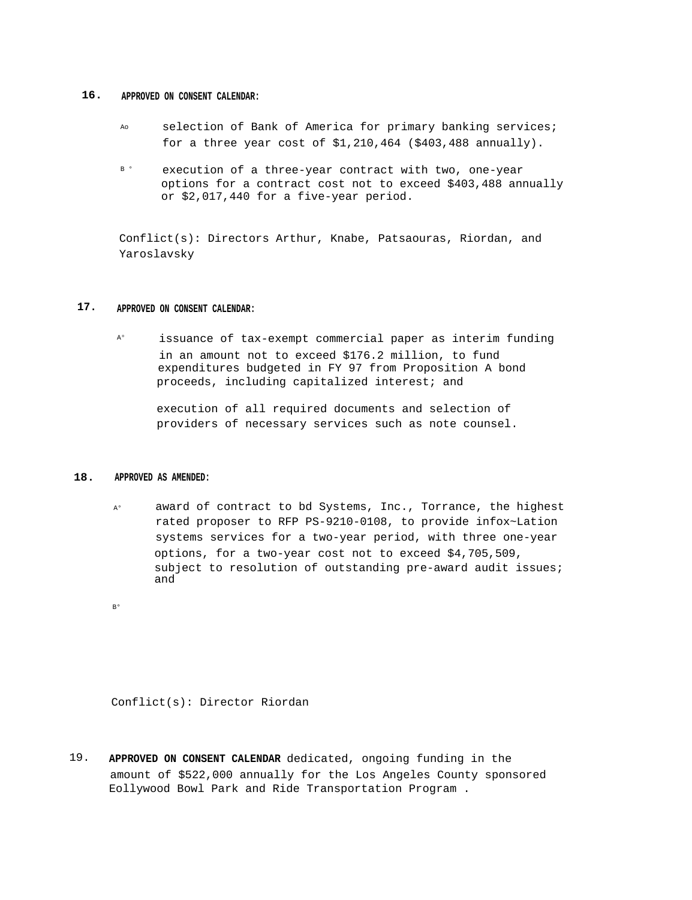16. **APPROVED ON CONSENT CALENDAR:**

A. selection of Bank of America for primary banking services; for a three year cost of $1,210,464 ($403,488 annually).

B. execution of a three-year contract with two, one-year options for a contract cost not to exceed $403,488 annually or $2,017,440 for a five-year period.

Conflict(s): Directors Arthur, Knabe, Patsaouras, Riordan, and Yaroslavsky

17. **APPROVED ON CONSENT CALENDAR:**

A. issuance of tax-exempt commercial paper as interim funding in an amount not to exceed $176.2 million, to fund expenditures budgeted in FY 97 from Proposition A bond proceeds, including capitalized interest; and

execution of all required documents and selection of providers of necessary services such as note counsel.

18. **APPROVED AS AMENDED:**

A. award of contract to bd Systems, Inc., Torrance, the highest rated proposer to RFP PS-9210-0108, to provide infox~Lation systems services for a two-year period, with three one-year options, for a two-year cost not to exceed $4,705,509, subject to resolution of outstanding pre-award audit issues; and

B.

Conflict(s): Director Riordan

19. **APPROVED ON CONSENT CALENDAR** dedicated, ongoing funding in the amount of $522,000 annually for the Los Angeles County sponsored Eollywood Bowl Park and Ride Transportation Program .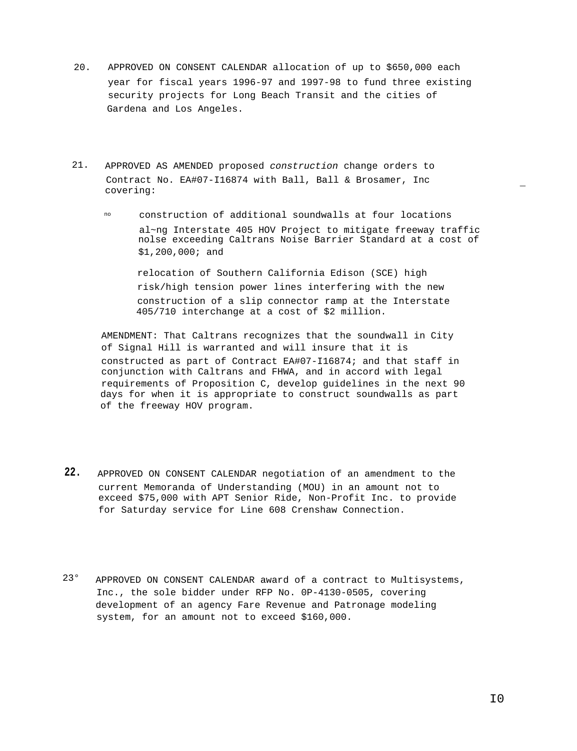20. APPROVED ON CONSENT CALENDAR allocation of up to $650,000 each year for fiscal years 1996-97 and 1997-98 to fund three existing security projects for Long Beach Transit and the cities of Gardena and Los Angeles.

21. APPROVED AS AMENDED proposed *construction* change orders to Contract No. EA#07-I16874 with Ball, Ball & Brosamer, Inc covering:

   - construction of additional soundwalls at four locations al~ng Interstate 405 HOV Project to mitigate freeway traffic nolse exceeding Caltrans Noise Barrier Standard at a cost of $1,200,000; and

   - relocation of Southern California Edison (SCE) high risk/high tension power lines interfering with the new construction of a slip connector ramp at the Interstate 405/710 interchange at a cost of $2 million.

   AMENDMENT: That Caltrans recognizes that the soundwall in City of Signal Hill is warranted and will insure that it is constructed as part of Contract EA#07-I16874; and that staff in conjunction with Caltrans and FHWA, and in accord with legal requirements of Proposition C, develop guidelines in the next 90 days for when it is appropriate to construct soundwalls as part of the freeway HOV program.

**22.** APPROVED ON CONSENT CALENDAR negotiation of an amendment to the current Memoranda of Understanding (MOU) in an amount not to exceed $75,000 with APT Senior Ride, Non-Profit Inc. to provide for Saturday service for Line 608 Crenshaw Connection.

23° APPROVED ON CONSENT CALENDAR award of a contract to Multisystems, Inc., the sole bidder under RFP No. 0P-4130-0505, covering development of an agency Fare Revenue and Patronage modeling system, for an amount not to exceed $160,000.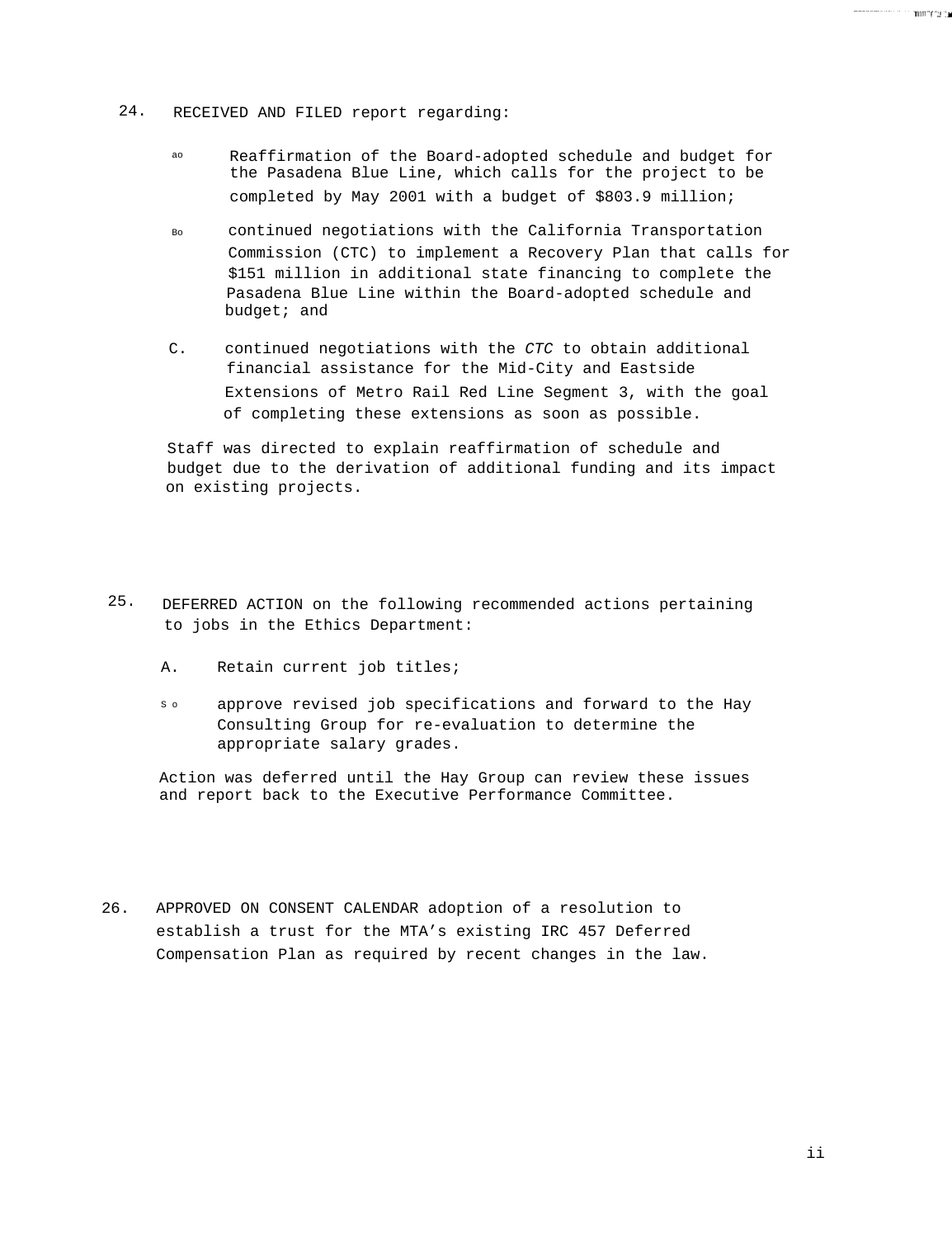24. RECEIVED AND FILED report regarding:

    a. Reaffirmation of the Board-adopted schedule and budget for the Pasadena Blue Line, which calls for the project to be completed by May 2001 with a budget of $803.9 million;

    B. continued negotiations with the California Transportation Commission (CTC) to implement a Recovery Plan that calls for $151 million in additional state financing to complete the Pasadena Blue Line within the Board-adopted schedule and budget; and

    C. continued negotiations with the *CTC* to obtain additional financial assistance for the Mid-City and Eastside Extensions of Metro Rail Red Line Segment 3, with the goal of completing these extensions as soon as possible.

    Staff was directed to explain reaffirmation of schedule and budget due to the derivation of additional funding and its impact on existing projects.

25. DEFERRED ACTION on the following recommended actions pertaining to jobs in the Ethics Department:

    A. Retain current job titles;

    B. approve revised job specifications and forward to the Hay Consulting Group for re-evaluation to determine the appropriate salary grades.

    Action was deferred until the Hay Group can review these issues and report back to the Executive Performance Committee.

26. APPROVED ON CONSENT CALENDAR adoption of a resolution to establish a trust for the MTA's existing IRC 457 Deferred Compensation Plan as required by recent changes in the law.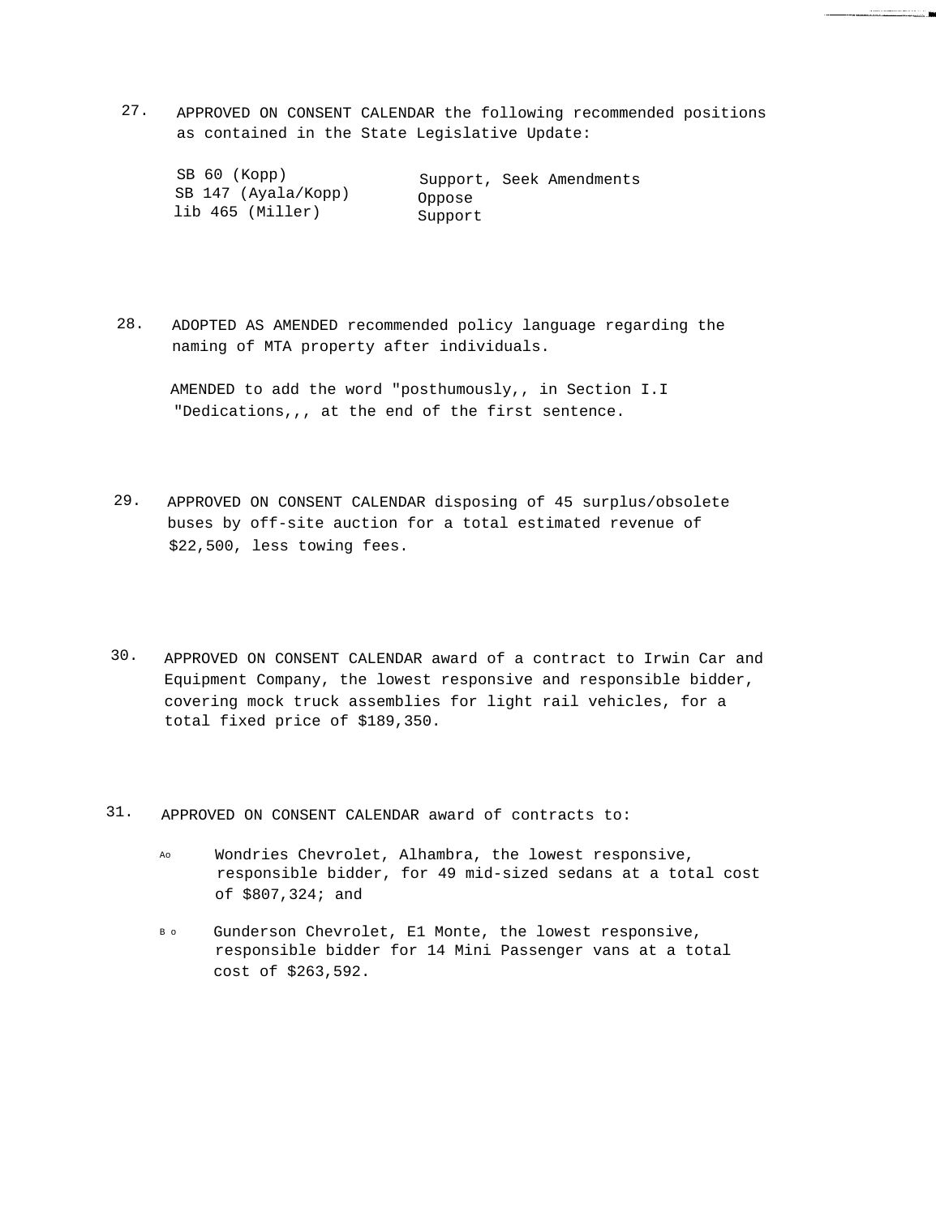27. APPROVED ON CONSENT CALENDAR the following recommended positions as contained in the State Legislative Update:

| | |
|---|---|
| SB 60 (Kopp) | Support, Seek Amendments |
| SB 147 (Ayala/Kopp) | Oppose |
| lib 465 (Miller) | Support |

28. ADOPTED AS AMENDED recommended policy language regarding the naming of MTA property after individuals.

    AMENDED to add the word "posthumously,, in Section I.I "Dedications,,, at the end of the first sentence.

29. APPROVED ON CONSENT CALENDAR disposing of 45 surplus/obsolete buses by off-site auction for a total estimated revenue of $22,500, less towing fees.

30. APPROVED ON CONSENT CALENDAR award of a contract to Irwin Car and Equipment Company, the lowest responsive and responsible bidder, covering mock truck assemblies for light rail vehicles, for a total fixed price of $189,350.

31. APPROVED ON CONSENT CALENDAR award of contracts to:

    Ao Wondries Chevrolet, Alhambra, the lowest responsive, responsible bidder, for 49 mid-sized sedans at a total cost of $807,324; and

    B o Gunderson Chevrolet, E1 Monte, the lowest responsive, responsible bidder for 14 Mini Passenger vans at a total cost of $263,592.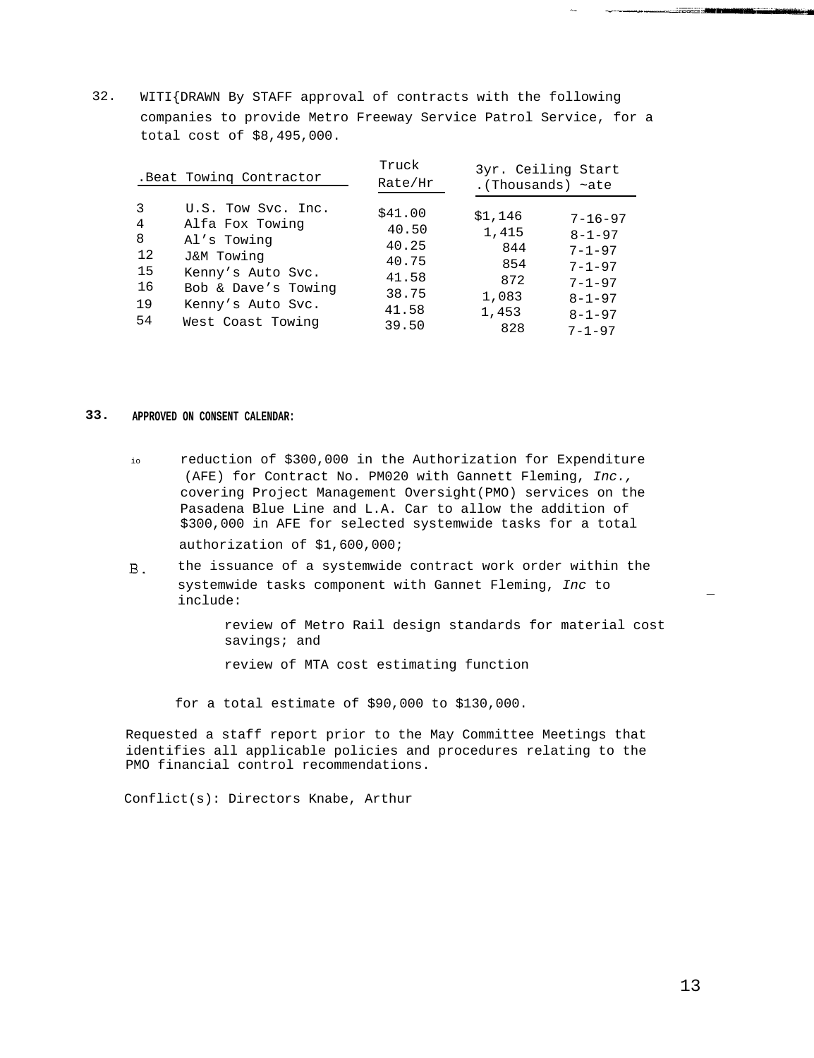32. WITI{DRAWN By STAFF approval of contracts with the following companies to provide Metro Freeway Service Patrol Service, for a total cost of $8,495,000.

| .Beat | Towinq Contractor | Truck Rate/Hr | 3yr. Ceiling .(Thousands) | Start ~ate |
|---|---|---|---|---|
| 3 | U.S. Tow Svc. Inc. | $41.00 | $1,146 | 7-16-97 |
| 4 | Alfa Fox Towing | 40.50 | 1,415 | 8-1-97 |
| 8 | Al's Towing | 40.25 | 844 | 7-1-97 |
| 12 | J&M Towing | 40.75 | 854 | 7-1-97 |
| 15 | Kenny's Auto Svc. | 41.58 | 872 | 7-1-97 |
| 16 | Bob & Dave's Towing | 38.75 | 1,083 | 8-1-97 |
| 19 | Kenny's Auto Svc. | 41.58 | 1,453 | 8-1-97 |
| 54 | West Coast Towing | 39.50 | 828 | 7-1-97 |

**33. APPROVED ON CONSENT CALENDAR:**

io reduction of $300,000 in the Authorization for Expenditure (AFE) for Contract No. PM020 with Gannett Fleming, *Inc.,* covering Project Management Oversight(PMO) services on the Pasadena Blue Line and L.A. Car to allow the addition of $300,000 in AFE for selected systemwide tasks for a total authorization of $1,600,000;

B. the issuance of a systemwide contract work order within the systemwide tasks component with Gannet Fleming, *Inc* to include:

review of Metro Rail design standards for material cost savings; and

review of MTA cost estimating function

for a total estimate of $90,000 to $130,000.

Requested a staff report prior to the May Committee Meetings that identifies all applicable policies and procedures relating to the PMO financial control recommendations.

Conflict(s): Directors Knabe, Arthur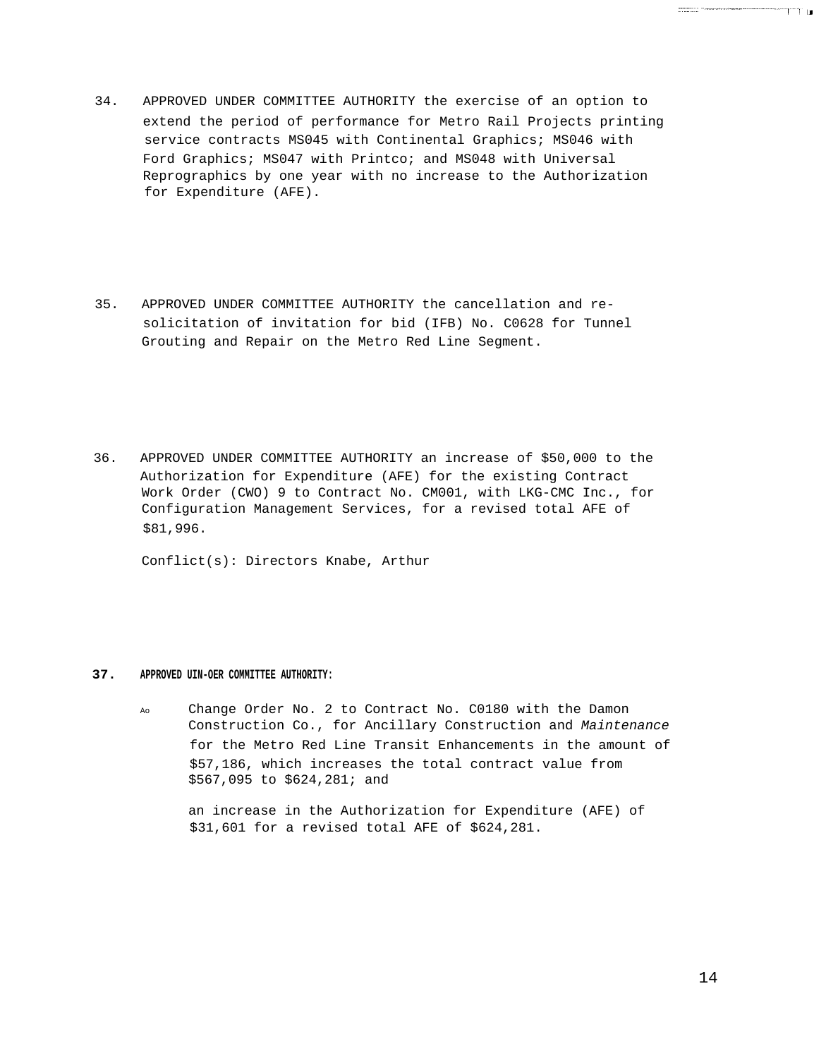34. APPROVED UNDER COMMITTEE AUTHORITY the exercise of an option to extend the period of performance for Metro Rail Projects printing service contracts MS045 with Continental Graphics; MS046 with Ford Graphics; MS047 with Printco; and MS048 with Universal Reprographics by one year with no increase to the Authorization for Expenditure (AFE).

35. APPROVED UNDER COMMITTEE AUTHORITY the cancellation and re-solicitation of invitation for bid (IFB) No. C0628 for Tunnel Grouting and Repair on the Metro Red Line Segment.

36. APPROVED UNDER COMMITTEE AUTHORITY an increase of $50,000 to the Authorization for Expenditure (AFE) for the existing Contract Work Order (CWO) 9 to Contract No. CM001, with LKG-CMC Inc., for Configuration Management Services, for a revised total AFE of $81,996.

    Conflict(s): Directors Knabe, Arthur

**37. APPROVED UIN-OER COMMITTEE AUTHORITY:**

Ao Change Order No. 2 to Contract No. C0180 with the Damon Construction Co., for Ancillary Construction and *Maintenance* for the Metro Red Line Transit Enhancements in the amount of $57,186, which increases the total contract value from $567,095 to $624,281; and

an increase in the Authorization for Expenditure (AFE) of $31,601 for a revised total AFE of $624,281.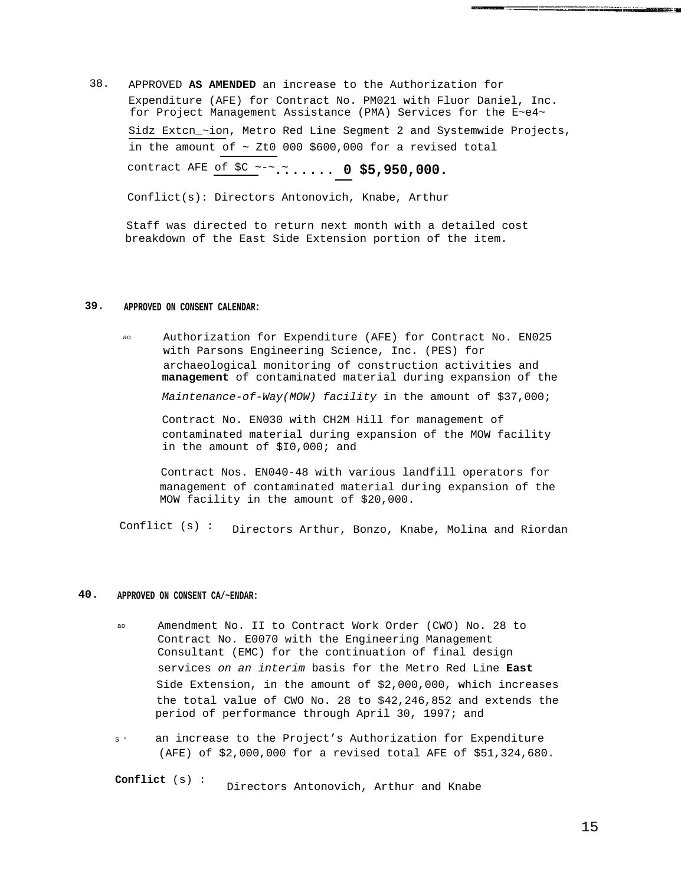38. APPROVED **AS AMENDED** an increase to the Authorization for Expenditure (AFE) for Contract No. PM021 with Fluor Daniel, Inc. for Project Management Assistance (PMA) Services for the E~e4~ Sidz Extcn_~ion, Metro Red Line Segment 2 and Systemwide Projects, in the amount of ~ Zt0 000 $600,000 for a revised total contract AFE of $C ~-~.~...... 0 **$5,950,000.**

Conflict(s): Directors Antonovich, Knabe, Arthur

Staff was directed to return next month with a detailed cost breakdown of the East Side Extension portion of the item.

39. **APPROVED ON CONSENT CALENDAR:**

ao Authorization for Expenditure (AFE) for Contract No. EN025 with Parsons Engineering Science, Inc. (PES) for archaeological monitoring of construction activities and **management** of contaminated material during expansion of the *Maintenance-of-Way(MOW) facility* in the amount of $37,000;

Contract No. EN030 with CH2M Hill for management of contaminated material during expansion of the MOW facility in the amount of $I0,000; and

Contract Nos. EN040-48 with various landfill operators for management of contaminated material during expansion of the MOW facility in the amount of $20,000.

Conflict (s) : Directors Arthur, Bonzo, Knabe, Molina and Riordan

40. **APPROVED ON CONSENT CA/~ENDAR:**

ao Amendment No. II to Contract Work Order (CWO) No. 28 to Contract No. E0070 with the Engineering Management Consultant (EMC) for the continuation of final design services *on an interim* basis for the Metro Red Line **East** Side Extension, in the amount of $2,000,000, which increases the total value of CWO No. 28 to $42,246,852 and extends the period of performance through April 30, 1997; and

S ° an increase to the Project's Authorization for Expenditure (AFE) of $2,000,000 for a revised total AFE of $51,324,680.

**Conflict** (s) : Directors Antonovich, Arthur and Knabe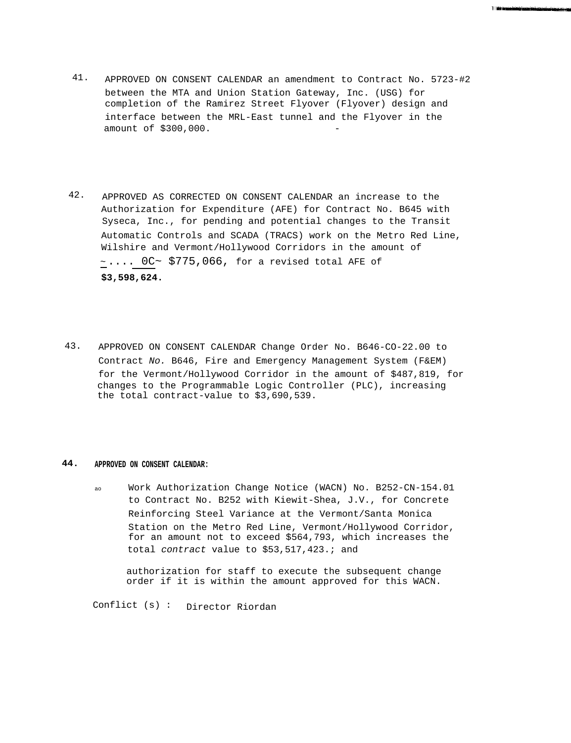41. APPROVED ON CONSENT CALENDAR an amendment to Contract No. 5723-#2 between the MTA and Union Station Gateway, Inc. (USG) for completion of the Ramirez Street Flyover (Flyover) design and interface between the MRL-East tunnel and the Flyover in the amount of $300,000.

42. APPROVED AS CORRECTED ON CONSENT CALENDAR an increase to the Authorization for Expenditure (AFE) for Contract No. B645 with Syseca, Inc., for pending and potential changes to the Transit Automatic Controls and SCADA (TRACS) work on the Metro Red Line, Wilshire and Vermont/Hollywood Corridors in the amount of ~.... 0C~ $775,066, for a revised total AFE of **$3,598,624.**

43. APPROVED ON CONSENT CALENDAR Change Order No. B646-CO-22.00 to Contract *No.* B646, Fire and Emergency Management System (F&EM) for the Vermont/Hollywood Corridor in the amount of $487,819, for changes to the Programmable Logic Controller (PLC), increasing the total contract-value to $3,690,539.

**44. APPROVED ON CONSENT CALENDAR:**

ao Work Authorization Change Notice (WACN) No. B252-CN-154.01 to Contract No. B252 with Kiewit-Shea, J.V., for Concrete Reinforcing Steel Variance at the Vermont/Santa Monica Station on the Metro Red Line, Vermont/Hollywood Corridor, for an amount not to exceed $564,793, which increases the total *contract* value to $53,517,423.; and

authorization for staff to execute the subsequent change order if it is within the amount approved for this WACN.

Conflict (s) : Director Riordan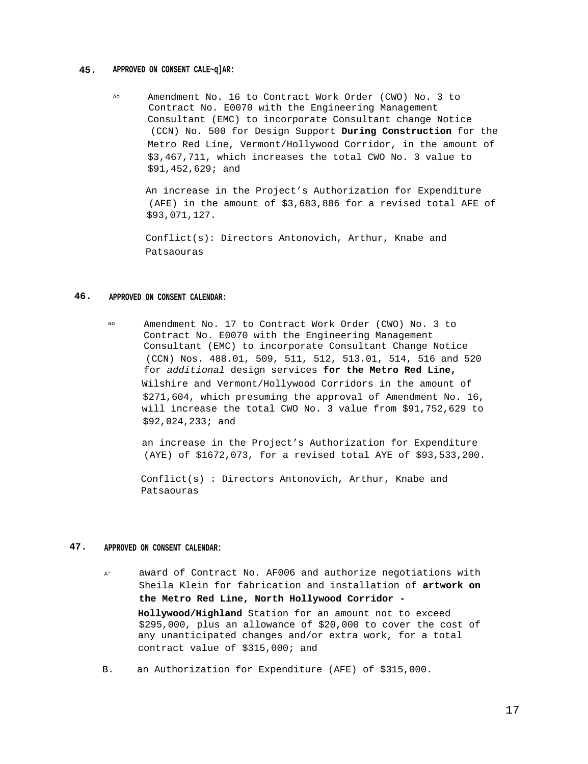**45.** **APPROVED ON CONSENT CALE~q]AR:**

Ao Amendment No. 16 to Contract Work Order (CWO) No. 3 to Contract No. E0070 with the Engineering Management Consultant (EMC) to incorporate Consultant change Notice (CCN) No. 500 for Design Support **During Construction** for the Metro Red Line, Vermont/Hollywood Corridor, in the amount of $3,467,711, which increases the total CWO No. 3 value to $91,452,629; and

An increase in the Project's Authorization for Expenditure (AFE) in the amount of $3,683,886 for a revised total AFE of $93,071,127.

Conflict(s): Directors Antonovich, Arthur, Knabe and Patsaouras

**46.** **APPROVED ON CONSENT CALENDAR:**

ao Amendment No. 17 to Contract Work Order (CWO) No. 3 to Contract No. E0070 with the Engineering Management Consultant (EMC) to incorporate Consultant Change Notice (CCN) Nos. 488.01, 509, 511, 512, 513.01, 514, 516 and 520 for *additional* design services **for the Metro Red Line,** Wilshire and Vermont/Hollywood Corridors in the amount of $271,604, which presuming the approval of Amendment No. 16, will increase the total CWO No. 3 value from $91,752,629 to $92,024,233; and

an increase in the Project's Authorization for Expenditure (AYE) of $1672,073, for a revised total AYE of $93,533,200.

Conflict(s) : Directors Antonovich, Arthur, Knabe and Patsaouras

**47.** **APPROVED ON CONSENT CALENDAR:**

A° award of Contract No. AF006 and authorize negotiations with Sheila Klein for fabrication and installation of **artwork on the Metro Red Line, North Hollywood Corridor - Hollywood/Highland** Station for an amount not to exceed $295,000, plus an allowance of $20,000 to cover the cost of any unanticipated changes and/or extra work, for a total contract value of $315,000; and

B. an Authorization for Expenditure (AFE) of $315,000.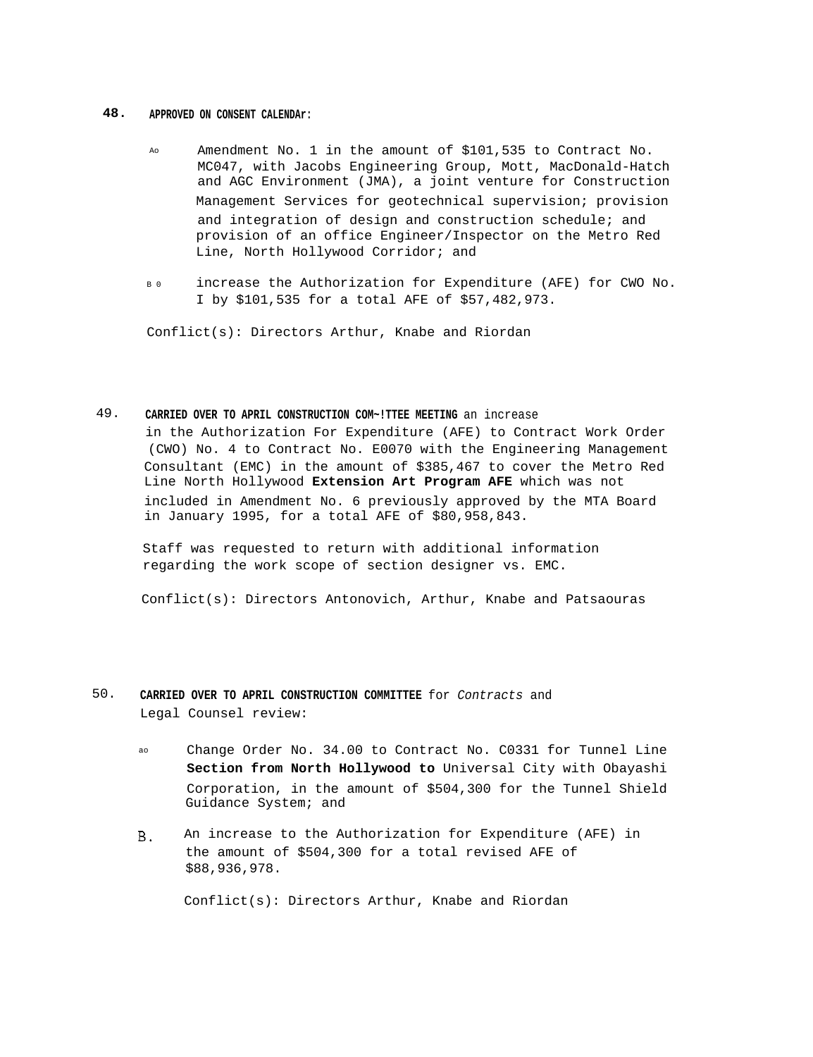**48.** **APPROVED ON CONSENT CALENDAr:**

A. Amendment No. 1 in the amount of $101,535 to Contract No. MC047, with Jacobs Engineering Group, Mott, MacDonald-Hatch and AGC Environment (JMA), a joint venture for Construction Management Services for geotechnical supervision; provision and integration of design and construction schedule; and provision of an office Engineer/Inspector on the Metro Red Line, North Hollywood Corridor; and

B. increase the Authorization for Expenditure (AFE) for CWO No. I by $101,535 for a total AFE of $57,482,973.

Conflict(s): Directors Arthur, Knabe and Riordan

49. **CARRIED OVER TO APRIL CONSTRUCTION COM~!TTEE MEETING** an increase in the Authorization For Expenditure (AFE) to Contract Work Order (CWO) No. 4 to Contract No. E0070 with the Engineering Management Consultant (EMC) in the amount of $385,467 to cover the Metro Red Line North Hollywood **Extension Art Program AFE** which was not included in Amendment No. 6 previously approved by the MTA Board in January 1995, for a total AFE of $80,958,843.

Staff was requested to return with additional information regarding the work scope of section designer vs. EMC.

Conflict(s): Directors Antonovich, Arthur, Knabe and Patsaouras

50. **CARRIED OVER TO APRIL CONSTRUCTION COMMITTEE** for *Contracts* and Legal Counsel review:

a. Change Order No. 34.00 to Contract No. C0331 for Tunnel Line **Section from North Hollywood to** Universal City with Obayashi Corporation, in the amount of $504,300 for the Tunnel Shield Guidance System; and

B. An increase to the Authorization for Expenditure (AFE) in the amount of $504,300 for a total revised AFE of $88,936,978.

Conflict(s): Directors Arthur, Knabe and Riordan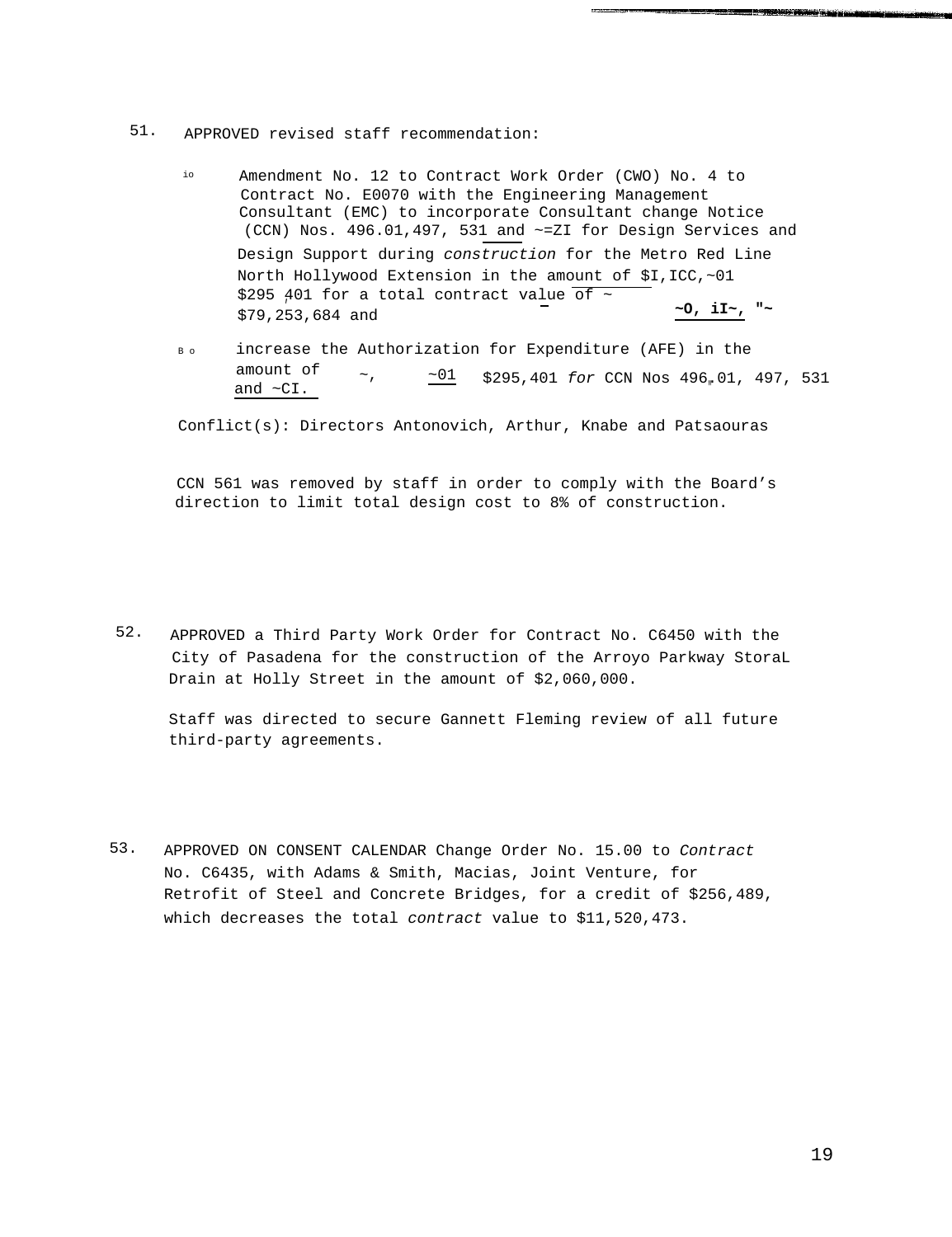51. APPROVED revised staff recommendation:

   io Amendment No. 12 to Contract Work Order (CWO) No. 4 to Contract No. E0070 with the Engineering Management Consultant (EMC) to incorporate Consultant change Notice (CCN) Nos. 496.01,497, 531 and ~=ZI for Design Services and Design Support during *construction* for the Metro Red Line North Hollywood Extension in the amount of $I,ICC,~01 $295 401 for a total contract value of ~ ~O, iI~, "~ $79,253,684 and

   B o increase the Authorization for Expenditure (AFE) in the amount of ~, ~01 $295,401 *for* CCN Nos 496.01, 497, 531 and ~CI.

   Conflict(s): Directors Antonovich, Arthur, Knabe and Patsaouras

   CCN 561 was removed by staff in order to comply with the Board's direction to limit total design cost to 8% of construction.

52. APPROVED a Third Party Work Order for Contract No. C6450 with the City of Pasadena for the construction of the Arroyo Parkway StoraL Drain at Holly Street in the amount of $2,060,000.

   Staff was directed to secure Gannett Fleming review of all future third-party agreements.

53. APPROVED ON CONSENT CALENDAR Change Order No. 15.00 to *Contract* No. C6435, with Adams & Smith, Macias, Joint Venture, for Retrofit of Steel and Concrete Bridges, for a credit of $256,489, which decreases the total *contract* value to $11,520,473.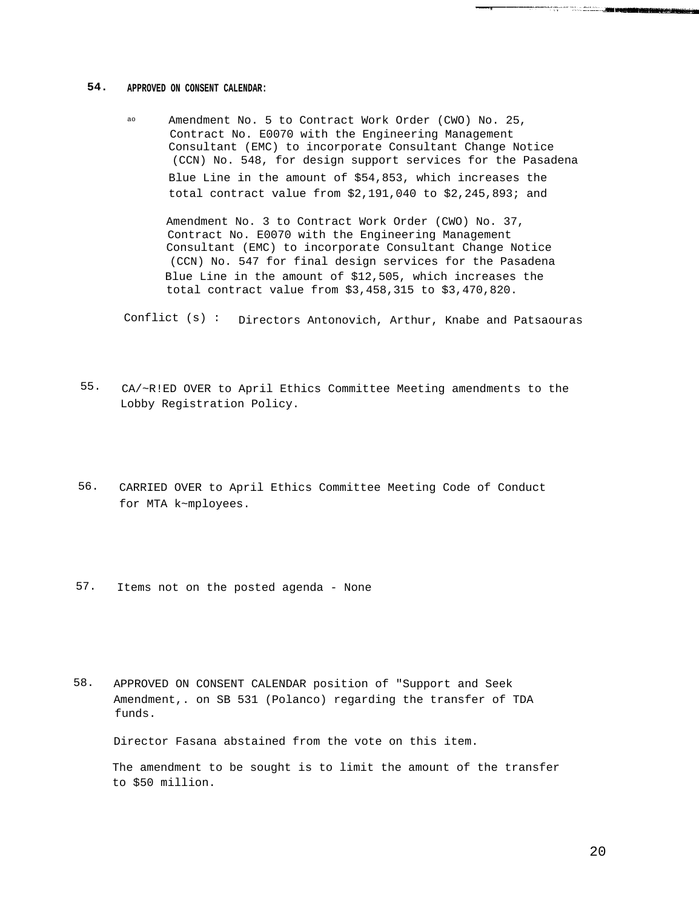**54.** **APPROVED ON CONSENT CALENDAR:**

ao Amendment No. 5 to Contract Work Order (CWO) No. 25, Contract No. E0070 with the Engineering Management Consultant (EMC) to incorporate Consultant Change Notice (CCN) No. 548, for design support services for the Pasadena Blue Line in the amount of $54,853, which increases the total contract value from $2,191,040 to $2,245,893; and

Amendment No. 3 to Contract Work Order (CWO) No. 37, Contract No. E0070 with the Engineering Management Consultant (EMC) to incorporate Consultant Change Notice (CCN) No. 547 for final design services for the Pasadena Blue Line in the amount of $12,505, which increases the total contract value from $3,458,315 to $3,470,820.

Conflict (s) : Directors Antonovich, Arthur, Knabe and Patsaouras

55. CA/~R!ED OVER to April Ethics Committee Meeting amendments to the Lobby Registration Policy.

56. CARRIED OVER to April Ethics Committee Meeting Code of Conduct for MTA k~mployees.

57. Items not on the posted agenda - None

58. APPROVED ON CONSENT CALENDAR position of "Support and Seek Amendment,. on SB 531 (Polanco) regarding the transfer of TDA funds.

Director Fasana abstained from the vote on this item.

The amendment to be sought is to limit the amount of the transfer to $50 million.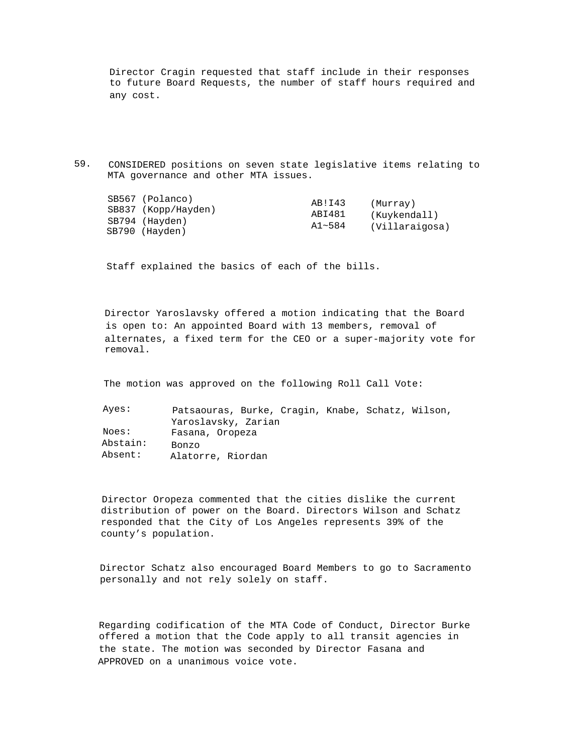Director Cragin requested that staff include in their responses to future Board Requests, the number of staff hours required and any cost.

59. CONSIDERED positions on seven state legislative items relating to MTA governance and other MTA issues.

| | | | |
|---|---|---|---|
| SB567 | (Polanco) | AB!I43 | (Murray) |
| SB837 | (Kopp/Hayden) | ABI481 | (Kuykendall) |
| SB794 | (Hayden) | A1~584 | (Villaraigosa) |
| SB790 | (Hayden) | | |

Staff explained the basics of each of the bills.

Director Yaroslavsky offered a motion indicating that the Board is open to: An appointed Board with 13 members, removal of alternates, a fixed term for the CEO or a super-majority vote for removal.

The motion was approved on the following Roll Call Vote:

| | |
|---|---|
| Ayes: | Patsaouras, Burke, Cragin, Knabe, Schatz, Wilson, Yaroslavsky, Zarian |
| Noes: | Fasana, Oropeza |
| Abstain: | Bonzo |
| Absent: | Alatorre, Riordan |

Director Oropeza commented that the cities dislike the current distribution of power on the Board. Directors Wilson and Schatz responded that the City of Los Angeles represents 39% of the county's population.

Director Schatz also encouraged Board Members to go to Sacramento personally and not rely solely on staff.

Regarding codification of the MTA Code of Conduct, Director Burke offered a motion that the Code apply to all transit agencies in the state. The motion was seconded by Director Fasana and APPROVED on a unanimous voice vote.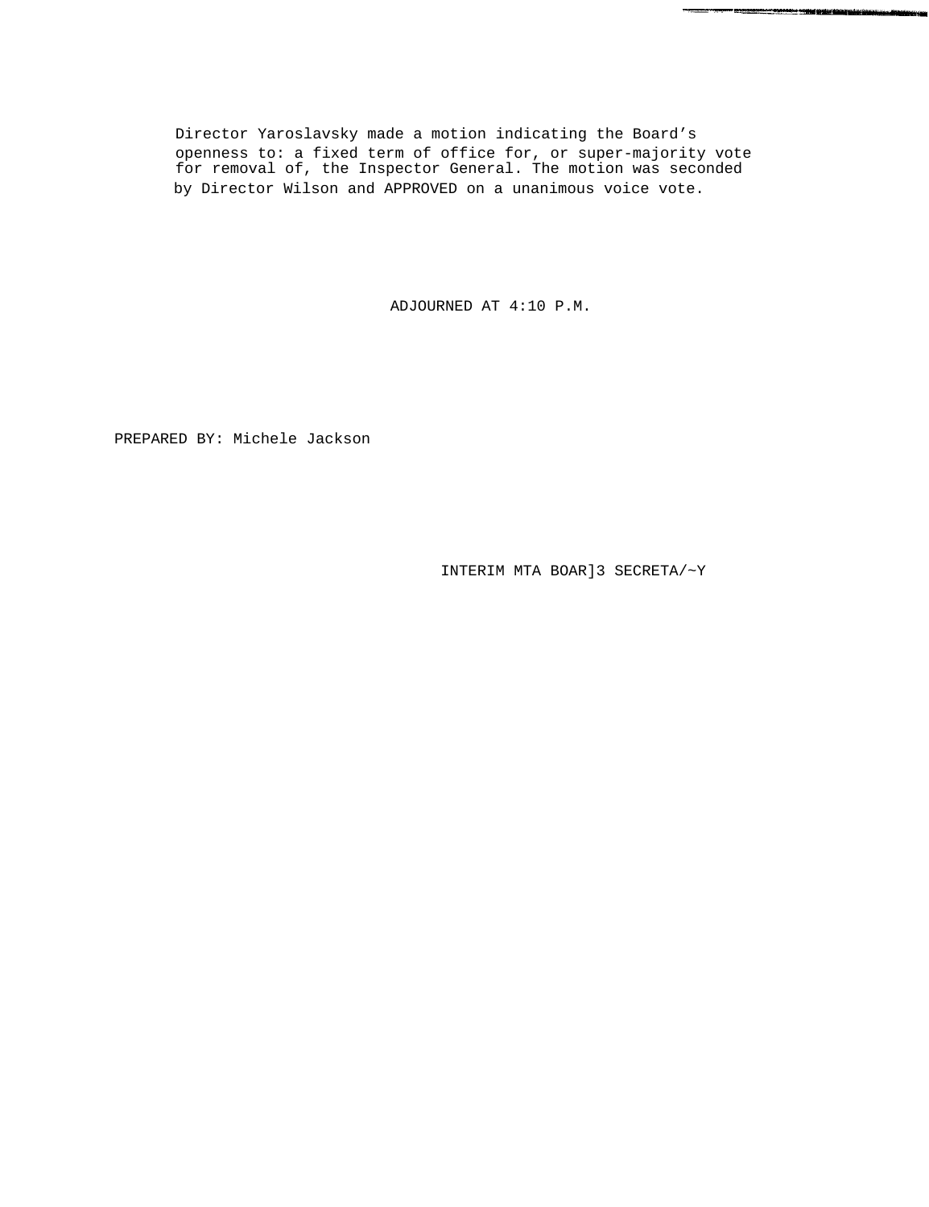Director Yaroslavsky made a motion indicating the Board's openness to: a fixed term of office for, or super-majority vote for removal of, the Inspector General. The motion was seconded by Director Wilson and APPROVED on a unanimous voice vote.

ADJOURNED AT 4:10 P.M.

PREPARED BY: Michele Jackson

INTERIM MTA BOAR]3 SECRETA/~Y